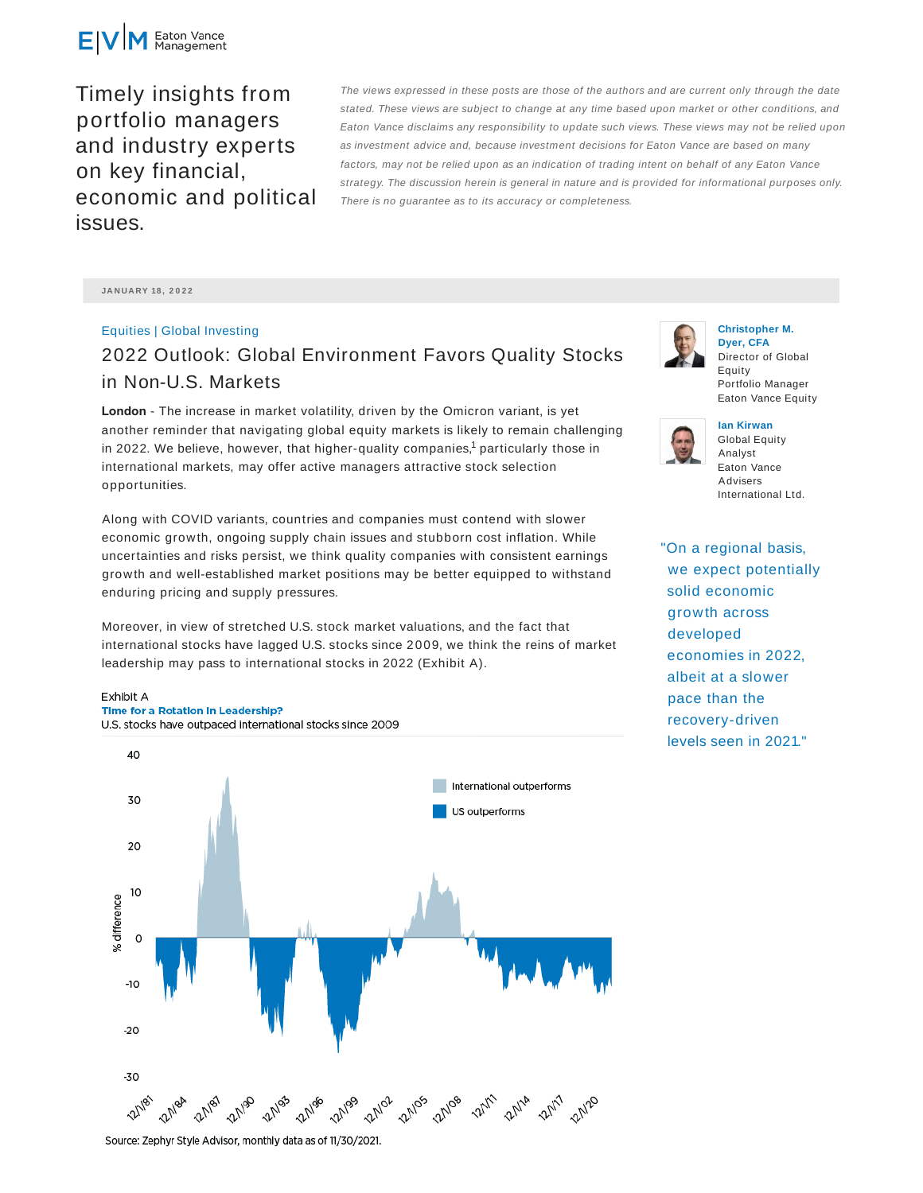Eaton Vance Management

Timely insights from portfolio managers and industry experts on key financial, economic and political issues.

*The views expressed in these posts are those of the authors and are current only through the date stated. These views are subject to change at any time based upon market or other conditions, and Eaton Vance disclaims any responsibility to update such views. These views may not be relied upon as investment advice and, because investment decisions for Eaton Vance are based on many factors, may not be relied upon as an indication of trading intent on behalf of any Eaton Vance strategy. The discussion herein is general in nature and is provided for informational purposes only. There is no guarantee as to its accuracy or completeness.*

JANUARY 18, 2022

Equities | Global Investing

# 2022 Outlook: Global Environment Favors Quality Stocks in Non-U.S. Markets

**Christopher M. Dyer, CFA**
Director of Global Equity
Portfolio Manager
Eaton Vance Equity

**Ian Kirwan**
Global Equity Analyst
Eaton Vance Advisers International Ltd.

**London** - The increase in market volatility, driven by the Omicron variant, is yet another reminder that navigating global equity markets is likely to remain challenging in 2022. We believe, however, that higher-quality companies,[1] particularly those in international markets, may offer active managers attractive stock selection opportunities.

Along with COVID variants, countries and companies must contend with slower economic growth, ongoing supply chain issues and stubborn cost inflation. While uncertainties and risks persist, we think quality companies with consistent earnings growth and well-established market positions may be better equipped to withstand enduring pricing and supply pressures.

Moreover, in view of stretched U.S. stock market valuations, and the fact that international stocks have lagged U.S. stocks since 2009, we think the reins of market leadership may pass to international stocks in 2022 (Exhibit A).

> "On a regional basis, we expect potentially solid economic growth across developed economies in 2022, albeit at a slower pace than the recovery-driven levels seen in 2021."

Exhibit A
**Time for a Rotation in Leadership?**
U.S. stocks have outpaced international stocks since 2009

Source: Zephyr Style Advisor, monthly data as of 11/30/2021.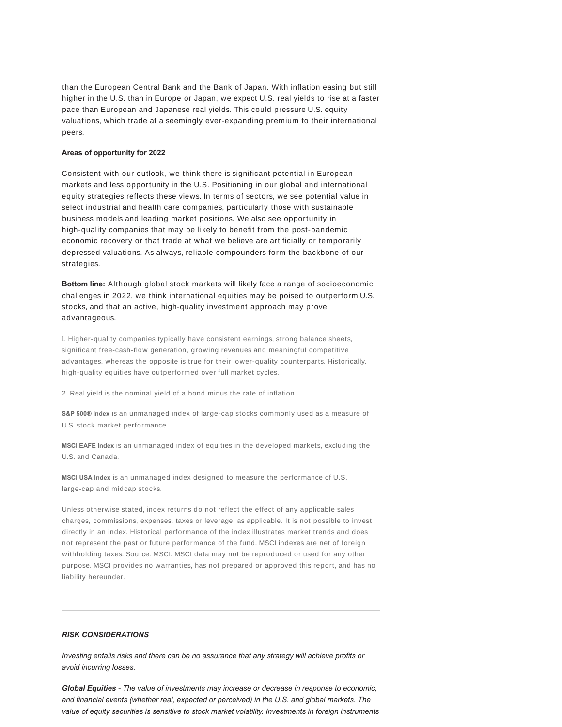than the European Central Bank and the Bank of Japan. With inflation easing but still higher in the U.S. than in Europe or Japan, we expect U.S. real yields to rise at a faster pace than European and Japanese real yields. This could pressure U.S. equity valuations, which trade at a seemingly ever-expanding premium to their international peers.

**Areas of opportunity for 2022**

Consistent with our outlook, we think there is significant potential in European markets and less opportunity in the U.S. Positioning in our global and international equity strategies reflects these views. In terms of sectors, we see potential value in select industrial and health care companies, particularly those with sustainable business models and leading market positions. We also see opportunity in high-quality companies that may be likely to benefit from the post-pandemic economic recovery or that trade at what we believe are artificially or temporarily depressed valuations. As always, reliable compounders form the backbone of our strategies.

**Bottom line:** Although global stock markets will likely face a range of socioeconomic challenges in 2022, we think international equities may be poised to outperform U.S. stocks, and that an active, high-quality investment approach may prove advantageous.

1. Higher-quality companies typically have consistent earnings, strong balance sheets, significant free-cash-flow generation, growing revenues and meaningful competitive advantages, whereas the opposite is true for their lower-quality counterparts. Historically, high-quality equities have outperformed over full market cycles.

2. Real yield is the nominal yield of a bond minus the rate of inflation.

**S&P 500® Index** is an unmanaged index of large-cap stocks commonly used as a measure of U.S. stock market performance.

**MSCI EAFE Index** is an unmanaged index of equities in the developed markets, excluding the U.S. and Canada.

**MSCI USA Index** is an unmanaged index designed to measure the performance of U.S. large-cap and midcap stocks.

Unless otherwise stated, index returns do not reflect the effect of any applicable sales charges, commissions, expenses, taxes or leverage, as applicable. It is not possible to invest directly in an index. Historical performance of the index illustrates market trends and does not represent the past or future performance of the fund. MSCI indexes are net of foreign withholding taxes. Source: MSCI. MSCI data may not be reproduced or used for any other purpose. MSCI provides no warranties, has not prepared or approved this report, and has no liability hereunder.

---

***RISK CONSIDERATIONS***

*Investing entails risks and there can be no assurance that any strategy will achieve profits or avoid incurring losses.*

***Global Equities*** *- The value of investments may increase or decrease in response to economic, and financial events (whether real, expected or perceived) in the U.S. and global markets. The value of equity securities is sensitive to stock market volatility. Investments in foreign instruments*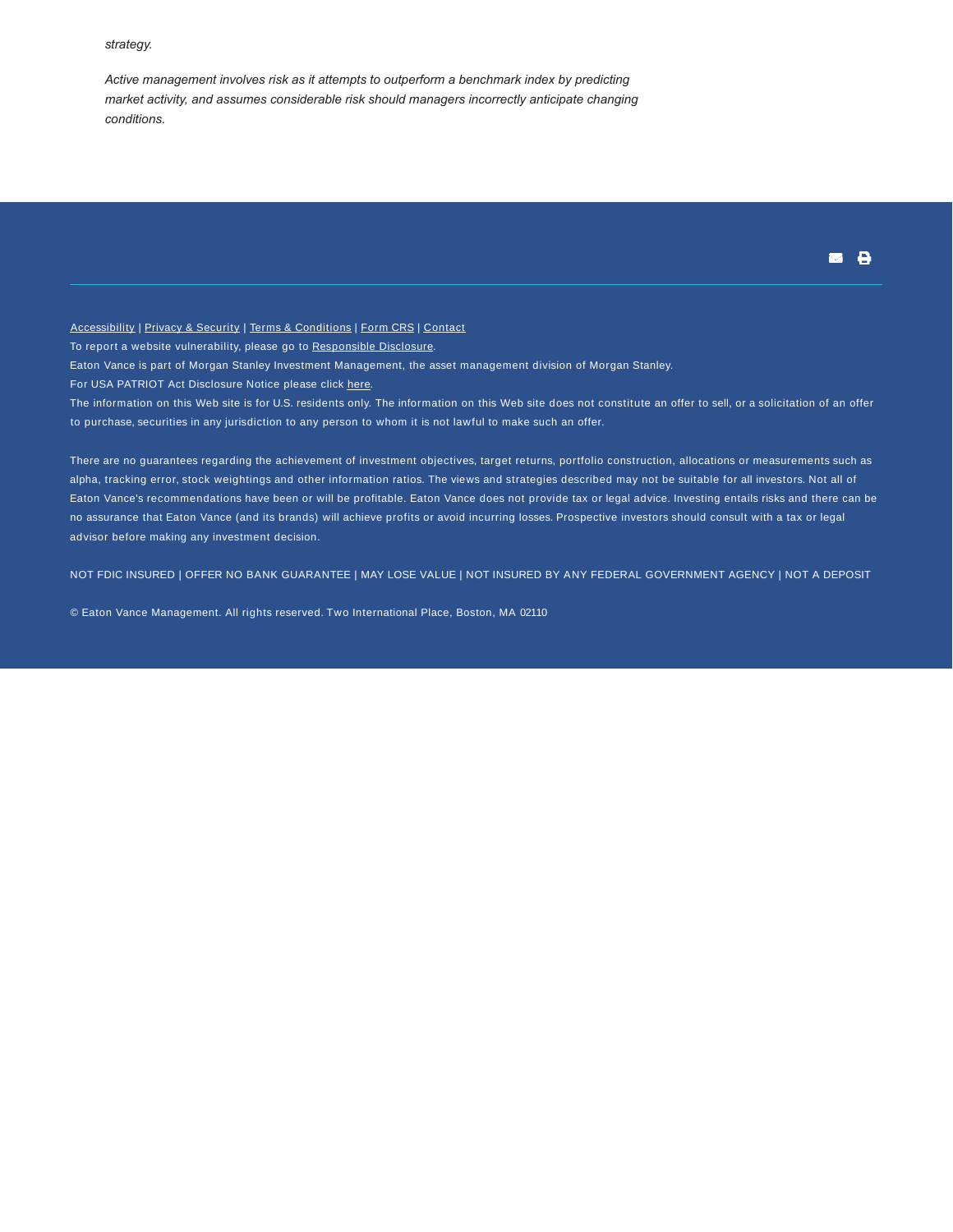*strategy.*

*Active management involves risk as it attempts to outperform a benchmark index by predicting market activity, and assumes considerable risk should managers incorrectly anticipate changing conditions.*

Accessibility | Privacy & Security | Terms & Conditions | Form CRS | Contact

To report a website vulnerability, please go to Responsible Disclosure.

Eaton Vance is part of Morgan Stanley Investment Management, the asset management division of Morgan Stanley.

For USA PATRIOT Act Disclosure Notice please click here.

The information on this Web site is for U.S. residents only. The information on this Web site does not constitute an offer to sell, or a solicitation of an offer to purchase, securities in any jurisdiction to any person to whom it is not lawful to make such an offer.

There are no guarantees regarding the achievement of investment objectives, target returns, portfolio construction, allocations or measurements such as alpha, tracking error, stock weightings and other information ratios. The views and strategies described may not be suitable for all investors. Not all of Eaton Vance's recommendations have been or will be profitable. Eaton Vance does not provide tax or legal advice. Investing entails risks and there can be no assurance that Eaton Vance (and its brands) will achieve profits or avoid incurring losses. Prospective investors should consult with a tax or legal advisor before making any investment decision.

NOT FDIC INSURED | OFFER NO BANK GUARANTEE | MAY LOSE VALUE | NOT INSURED BY ANY FEDERAL GOVERNMENT AGENCY | NOT A DEPOSIT

© Eaton Vance Management. All rights reserved. Two International Place, Boston, MA 02110